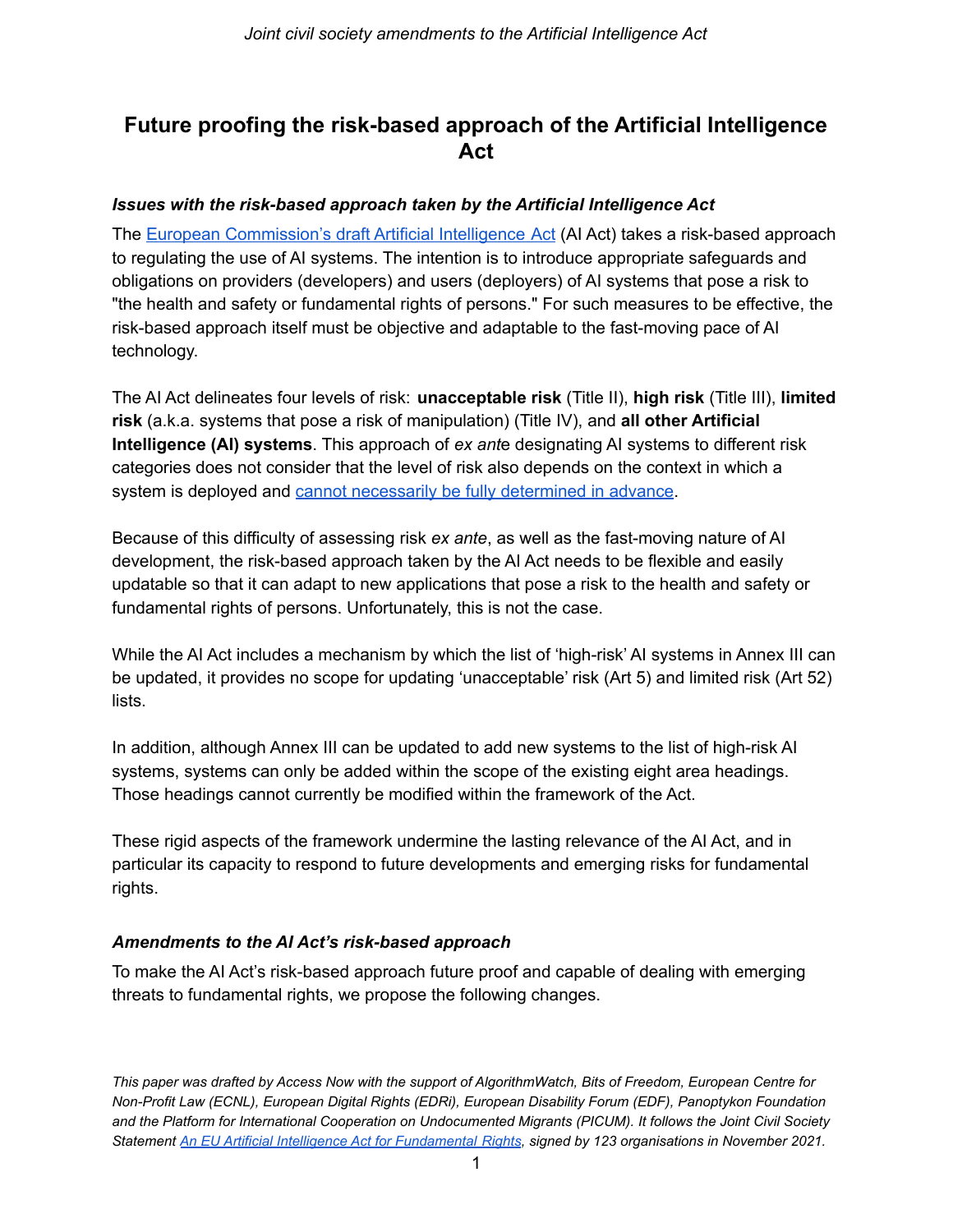# Future proofing the risk-based approach of the Artificial Intelligence Act

### *Issues with the risk-based approach taken by the Artificial Intelligence Act*

The [European Commission's draft Artificial Intelligence Act](European Commission's draft Artificial Intelligence Act) (AI Act) takes a risk-based approach to regulating the use of AI systems. The intention is to introduce appropriate safeguards and obligations on providers (developers) and users (deployers) of AI systems that pose a risk to "the health and safety or fundamental rights of persons." For such measures to be effective, the risk-based approach itself must be objective and adaptable to the fast-moving pace of AI technology.

The AI Act delineates four levels of risk: **unacceptable risk** (Title II), **high risk** (Title III), **limited risk** (a.k.a. systems that pose a risk of manipulation) (Title IV), and **all other Artificial Intelligence (AI) systems**. This approach of *ex ant*e designating AI systems to different risk categories does not consider that the level of risk also depends on the context in which a system is deployed and cannot necessarily be fully determined in advance.

Because of this difficulty of assessing risk *ex ante*, as well as the fast-moving nature of AI development, the risk-based approach taken by the AI Act needs to be flexible and easily updatable so that it can adapt to new applications that pose a risk to the health and safety or fundamental rights of persons. Unfortunately, this is not the case.

While the AI Act includes a mechanism by which the list of 'high-risk' AI systems in Annex III can be updated, it provides no scope for updating 'unacceptable' risk (Art 5) and limited risk (Art 52) lists.

In addition, although Annex III can be updated to add new systems to the list of high-risk AI systems, systems can only be added within the scope of the existing eight area headings. Those headings cannot currently be modified within the framework of the Act.

These rigid aspects of the framework undermine the lasting relevance of the AI Act, and in particular its capacity to respond to future developments and emerging risks for fundamental rights.

### *Amendments to the AI Act's risk-based approach*

To make the AI Act's risk-based approach future proof and capable of dealing with emerging threats to fundamental rights, we propose the following changes.

*This paper was drafted by Access Now with the support of AlgorithmWatch, Bits of Freedom, European Centre for Non-Profit Law (ECNL), European Digital Rights (EDRi), European Disability Forum (EDF), Panoptykon Foundation and the Platform for International Cooperation on Undocumented Migrants (PICUM). It follows the Joint Civil Society Statement An EU Artificial Intelligence Act for Fundamental Rights, signed by 123 organisations in November 2021.*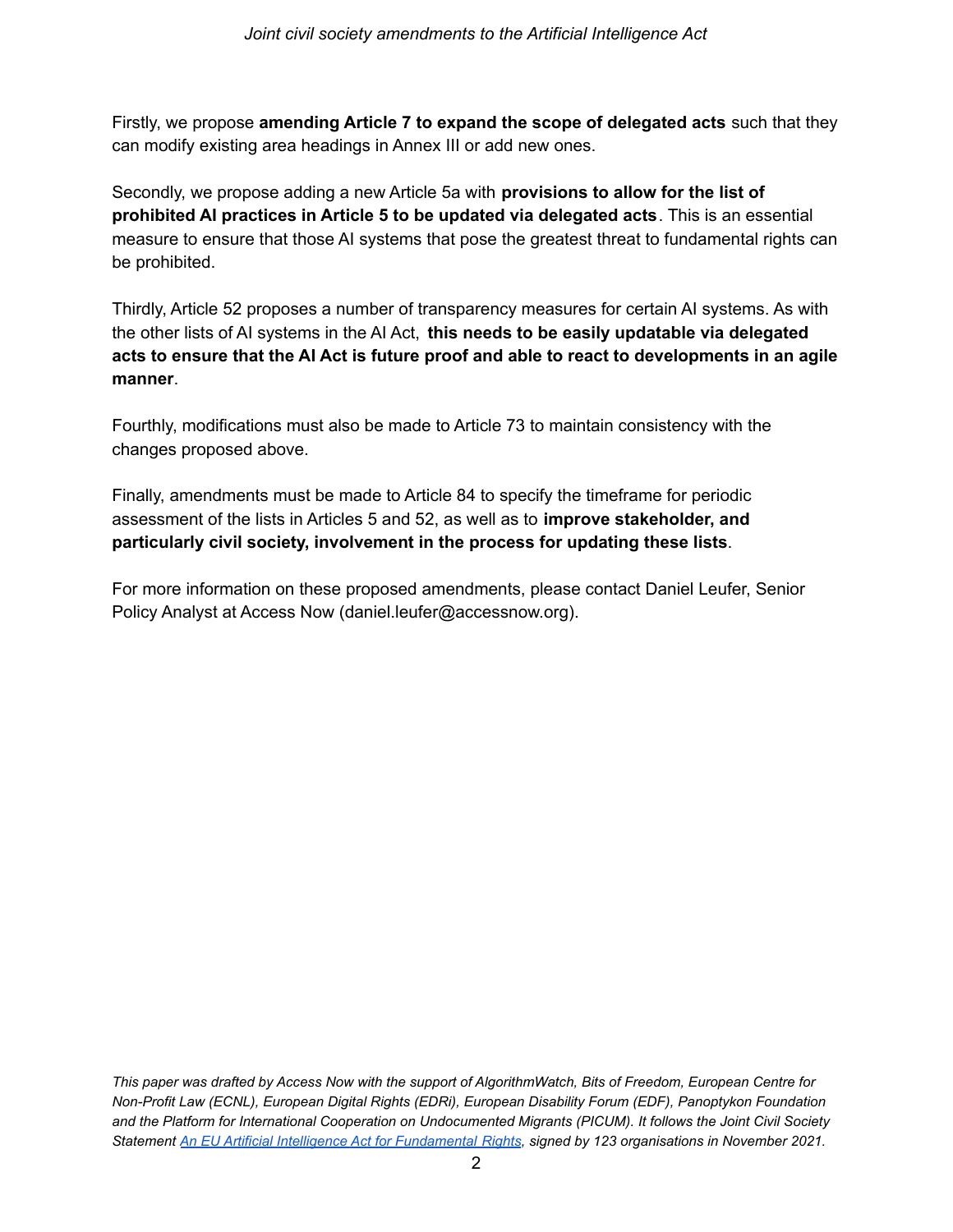Firstly, we propose **amending Article 7 to expand the scope of delegated acts** such that they can modify existing area headings in Annex III or add new ones.

Secondly, we propose adding a new Article 5a with **provisions to allow for the list of prohibited AI practices in Article 5 to be updated via delegated acts**. This is an essential measure to ensure that those AI systems that pose the greatest threat to fundamental rights can be prohibited.

Thirdly, Article 52 proposes a number of transparency measures for certain AI systems. As with the other lists of AI systems in the AI Act, **this needs to be easily updatable via delegated acts to ensure that the AI Act is future proof and able to react to developments in an agile manner**.

Fourthly, modifications must also be made to Article 73 to maintain consistency with the changes proposed above.

Finally, amendments must be made to Article 84 to specify the timeframe for periodic assessment of the lists in Articles 5 and 52, as well as to **improve stakeholder, and particularly civil society, involvement in the process for updating these lists**.

For more information on these proposed amendments, please contact Daniel Leufer, Senior Policy Analyst at Access Now (daniel.leufer@accessnow.org).

*This paper was drafted by Access Now with the support of AlgorithmWatch, Bits of Freedom, European Centre for Non-Profit Law (ECNL), European Digital Rights (EDRi), European Disability Forum (EDF), Panoptykon Foundation and the Platform for International Cooperation on Undocumented Migrants (PICUM). It follows the Joint Civil Society Statement [An EU Artificial Intelligence Act for Fundamental Rights](), signed by 123 organisations in November 2021.*